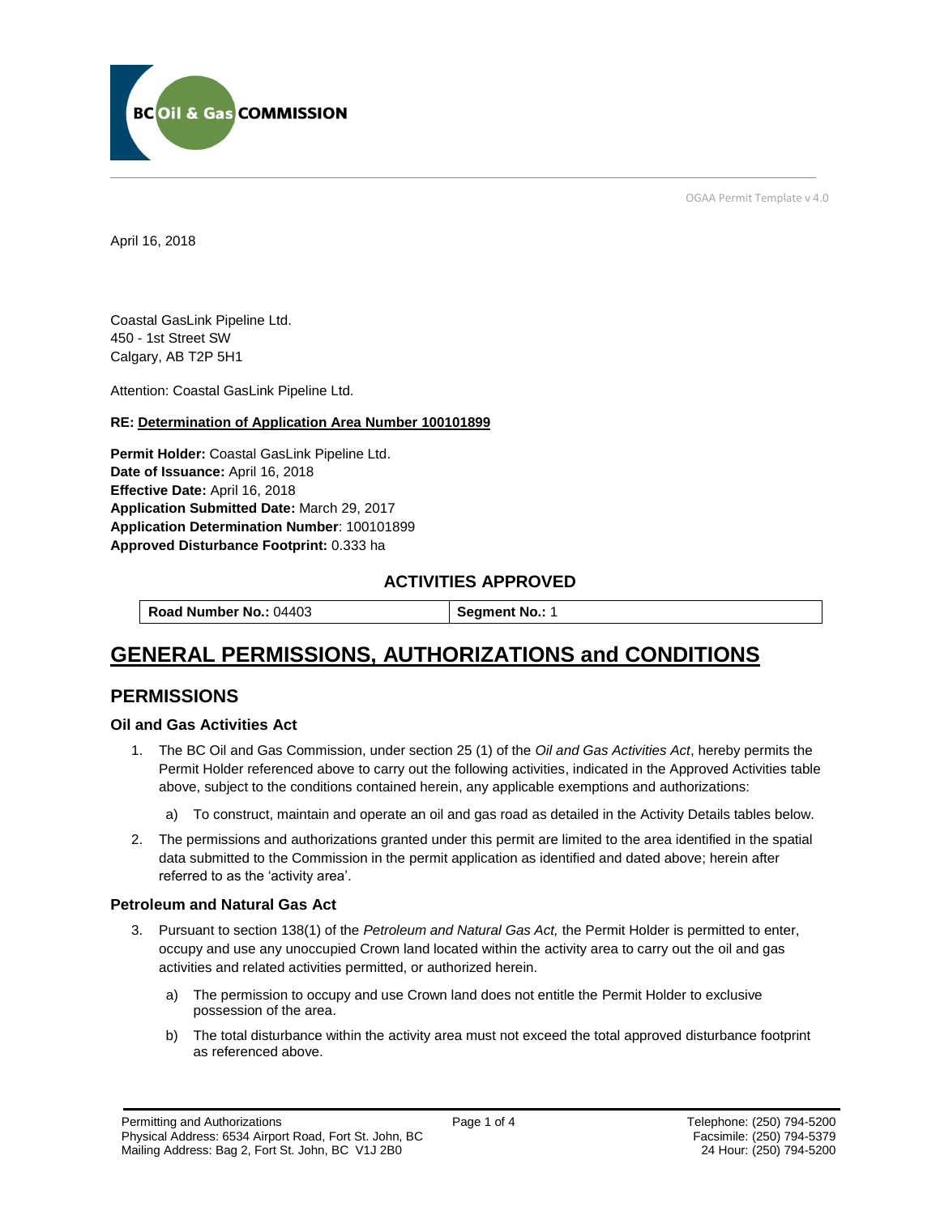OGAA Permit Template v 4.0

April 16, 2018

Coastal GasLink Pipeline Ltd.
450 - 1st Street SW
Calgary, AB T2P 5H1

Attention: Coastal GasLink Pipeline Ltd.

**RE: Determination of Application Area Number 100101899**

**Permit Holder:** Coastal GasLink Pipeline Ltd.
**Date of Issuance:** April 16, 2018
**Effective Date:** April 16, 2018
**Application Submitted Date:** March 29, 2017
**Application Determination Number**: 100101899
**Approved Disturbance Footprint:** 0.333 ha

### ACTIVITIES APPROVED

| **Road Number No.:** 04403 | **Segment No.:** 1 |
|---|---|

# GENERAL PERMISSIONS, AUTHORIZATIONS and CONDITIONS

## PERMISSIONS

### Oil and Gas Activities Act

1. The BC Oil and Gas Commission, under section 25 (1) of the *Oil and Gas Activities Act*, hereby permits the Permit Holder referenced above to carry out the following activities, indicated in the Approved Activities table above, subject to the conditions contained herein, any applicable exemptions and authorizations:
   a) To construct, maintain and operate an oil and gas road as detailed in the Activity Details tables below.
2. The permissions and authorizations granted under this permit are limited to the area identified in the spatial data submitted to the Commission in the permit application as identified and dated above; herein after referred to as the 'activity area'.

### Petroleum and Natural Gas Act

3. Pursuant to section 138(1) of the *Petroleum and Natural Gas Act,* the Permit Holder is permitted to enter, occupy and use any unoccupied Crown land located within the activity area to carry out the oil and gas activities and related activities permitted, or authorized herein.
   a) The permission to occupy and use Crown land does not entitle the Permit Holder to exclusive possession of the area.
   b) The total disturbance within the activity area must not exceed the total approved disturbance footprint as referenced above.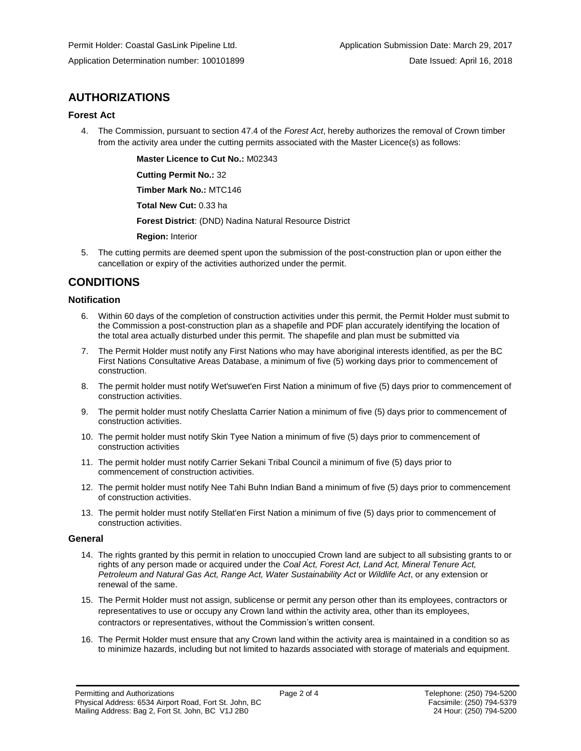Permit Holder: Coastal GasLink Pipeline Ltd. Application Submission Date: March 29, 2017

Application Determination number: 100101899 Date Issued: April 16, 2018

## AUTHORIZATIONS

### Forest Act

4. The Commission, pursuant to section 47.4 of the *Forest Act*, hereby authorizes the removal of Crown timber from the activity area under the cutting permits associated with the Master Licence(s) as follows:

   **Master Licence to Cut No.:** M02343

   **Cutting Permit No.:** 32

   **Timber Mark No.:** MTC146

   **Total New Cut:** 0.33 ha

   **Forest District**: (DND) Nadina Natural Resource District

   **Region:** Interior

5. The cutting permits are deemed spent upon the submission of the post-construction plan or upon either the cancellation or expiry of the activities authorized under the permit.

## CONDITIONS

### Notification

6. Within 60 days of the completion of construction activities under this permit, the Permit Holder must submit to the Commission a post-construction plan as a shapefile and PDF plan accurately identifying the location of the total area actually disturbed under this permit. The shapefile and plan must be submitted via
7. The Permit Holder must notify any First Nations who may have aboriginal interests identified, as per the BC First Nations Consultative Areas Database, a minimum of five (5) working days prior to commencement of construction.
8. The permit holder must notify Wet'suwet'en First Nation a minimum of five (5) days prior to commencement of construction activities.
9. The permit holder must notify Cheslatta Carrier Nation a minimum of five (5) days prior to commencement of construction activities.
10. The permit holder must notify Skin Tyee Nation a minimum of five (5) days prior to commencement of construction activities
11. The permit holder must notify Carrier Sekani Tribal Council a minimum of five (5) days prior to commencement of construction activities.
12. The permit holder must notify Nee Tahi Buhn Indian Band a minimum of five (5) days prior to commencement of construction activities.
13. The permit holder must notify Stellat'en First Nation a minimum of five (5) days prior to commencement of construction activities.

### General

14. The rights granted by this permit in relation to unoccupied Crown land are subject to all subsisting grants to or rights of any person made or acquired under the *Coal Act, Forest Act, Land Act, Mineral Tenure Act, Petroleum and Natural Gas Act, Range Act, Water Sustainability Act* or *Wildlife Act*, or any extension or renewal of the same.
15. The Permit Holder must not assign, sublicense or permit any person other than its employees, contractors or representatives to use or occupy any Crown land within the activity area, other than its employees, contractors or representatives, without the Commission's written consent.
16. The Permit Holder must ensure that any Crown land within the activity area is maintained in a condition so as to minimize hazards, including but not limited to hazards associated with storage of materials and equipment.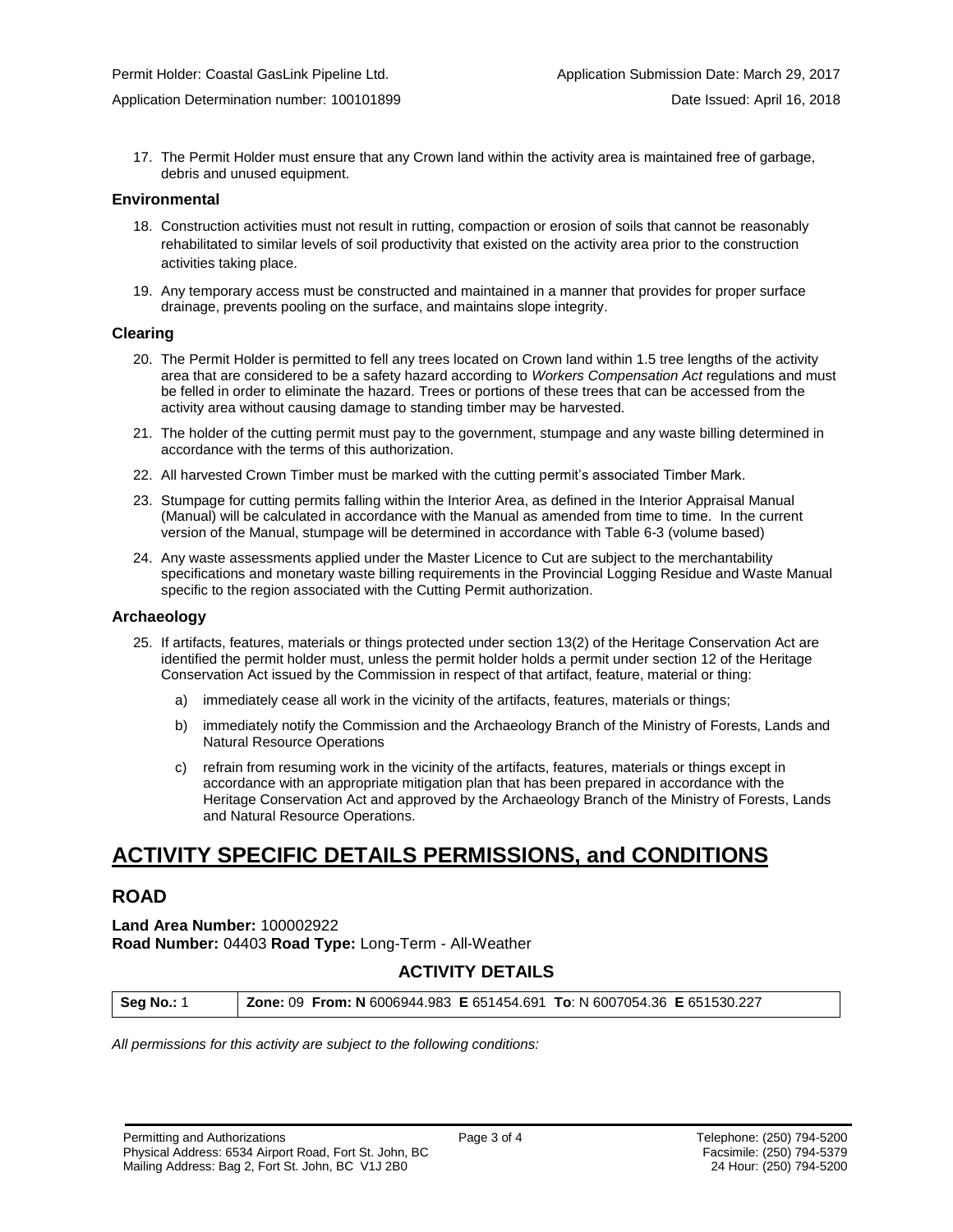17. The Permit Holder must ensure that any Crown land within the activity area is maintained free of garbage, debris and unused equipment.

### Environmental

18. Construction activities must not result in rutting, compaction or erosion of soils that cannot be reasonably rehabilitated to similar levels of soil productivity that existed on the activity area prior to the construction activities taking place.

19. Any temporary access must be constructed and maintained in a manner that provides for proper surface drainage, prevents pooling on the surface, and maintains slope integrity.

### Clearing

20. The Permit Holder is permitted to fell any trees located on Crown land within 1.5 tree lengths of the activity area that are considered to be a safety hazard according to *Workers Compensation Act* regulations and must be felled in order to eliminate the hazard. Trees or portions of these trees that can be accessed from the activity area without causing damage to standing timber may be harvested.

21. The holder of the cutting permit must pay to the government, stumpage and any waste billing determined in accordance with the terms of this authorization.

22. All harvested Crown Timber must be marked with the cutting permit's associated Timber Mark.

23. Stumpage for cutting permits falling within the Interior Area, as defined in the Interior Appraisal Manual (Manual) will be calculated in accordance with the Manual as amended from time to time. In the current version of the Manual, stumpage will be determined in accordance with Table 6-3 (volume based)

24. Any waste assessments applied under the Master Licence to Cut are subject to the merchantability specifications and monetary waste billing requirements in the Provincial Logging Residue and Waste Manual specific to the region associated with the Cutting Permit authorization.

### Archaeology

25. If artifacts, features, materials or things protected under section 13(2) of the Heritage Conservation Act are identified the permit holder must, unless the permit holder holds a permit under section 12 of the Heritage Conservation Act issued by the Commission in respect of that artifact, feature, material or thing:

    a) immediately cease all work in the vicinity of the artifacts, features, materials or things;

    b) immediately notify the Commission and the Archaeology Branch of the Ministry of Forests, Lands and Natural Resource Operations

    c) refrain from resuming work in the vicinity of the artifacts, features, materials or things except in accordance with an appropriate mitigation plan that has been prepared in accordance with the Heritage Conservation Act and approved by the Archaeology Branch of the Ministry of Forests, Lands and Natural Resource Operations.

# ACTIVITY SPECIFIC DETAILS PERMISSIONS, and CONDITIONS

## ROAD

**Land Area Number:** 100002922
**Road Number:** 04403 **Road Type:** Long-Term - All-Weather

### ACTIVITY DETAILS

| Seg No.: 1 | Zone: 09 From: N 6006944.983 E 651454.691 To: N 6007054.36 E 651530.227 |
|---|---|

*All permissions for this activity are subject to the following conditions:*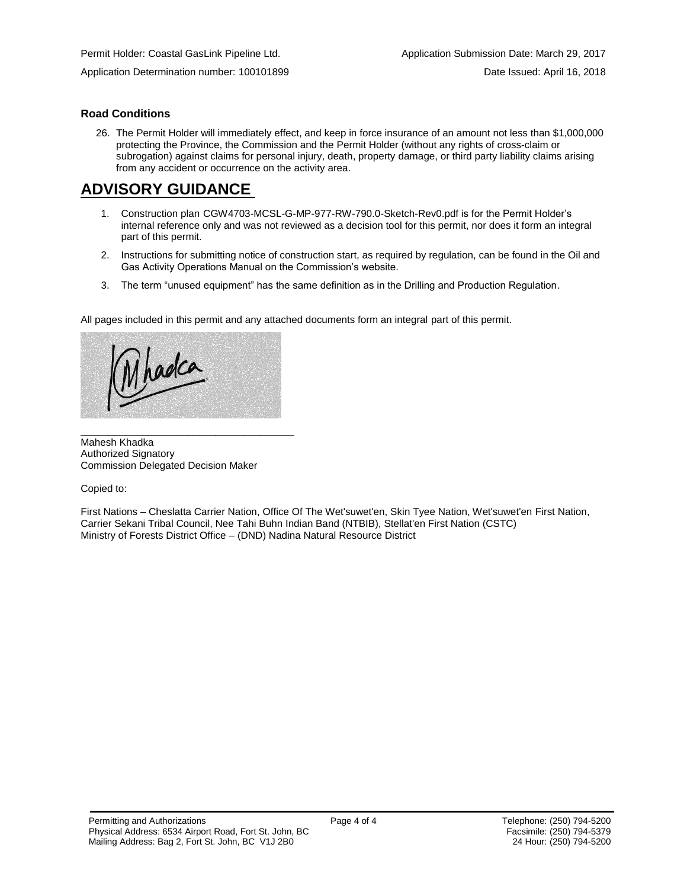Permit Holder: Coastal GasLink Pipeline Ltd.  Application Submission Date: March 29, 2017

Application Determination number: 100101899  Date Issued: April 16, 2018

### Road Conditions

26. The Permit Holder will immediately effect, and keep in force insurance of an amount not less than $1,000,000 protecting the Province, the Commission and the Permit Holder (without any rights of cross-claim or subrogation) against claims for personal injury, death, property damage, or third party liability claims arising from any accident or occurrence on the activity area.

## ADVISORY GUIDANCE

1. Construction plan CGW4703-MCSL-G-MP-977-RW-790.0-Sketch-Rev0.pdf is for the Permit Holder's internal reference only and was not reviewed as a decision tool for this permit, nor does it form an integral part of this permit.
2. Instructions for submitting notice of construction start, as required by regulation, can be found in the Oil and Gas Activity Operations Manual on the Commission's website.
3. The term "unused equipment" has the same definition as in the Drilling and Production Regulation.

All pages included in this permit and any attached documents form an integral part of this permit.

Mahesh Khadka
Authorized Signatory
Commission Delegated Decision Maker

Copied to:

First Nations – Cheslatta Carrier Nation, Office Of The Wet'suwet'en, Skin Tyee Nation, Wet'suwet'en First Nation, Carrier Sekani Tribal Council, Nee Tahi Buhn Indian Band (NTBIB), Stellat'en First Nation (CSTC)
Ministry of Forests District Office – (DND) Nadina Natural Resource District